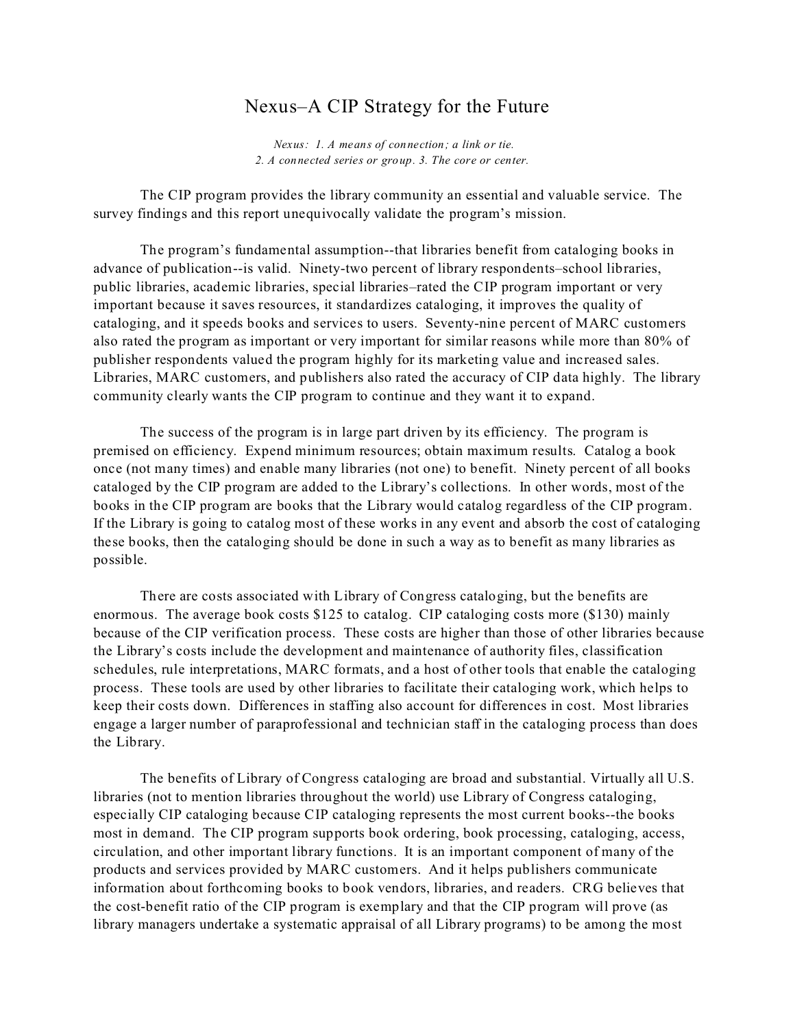# Nexus–A CIP Strategy for the Future

*Nexus: 1. A means of connection; a link or tie.*
*2. A connected series or group. 3. The core or center.*

The CIP program provides the library community an essential and valuable service. The survey findings and this report unequivocally validate the program's mission.

The program's fundamental assumption--that libraries benefit from cataloging books in advance of publication--is valid. Ninety-two percent of library respondents–school libraries, public libraries, academic libraries, special libraries–rated the CIP program important or very important because it saves resources, it standardizes cataloging, it improves the quality of cataloging, and it speeds books and services to users. Seventy-nine percent of MARC customers also rated the program as important or very important for similar reasons while more than 80% of publisher respondents valued the program highly for its marketing value and increased sales. Libraries, MARC customers, and publishers also rated the accuracy of CIP data highly. The library community clearly wants the CIP program to continue and they want it to expand.

The success of the program is in large part driven by its efficiency. The program is premised on efficiency. Expend minimum resources; obtain maximum results. Catalog a book once (not many times) and enable many libraries (not one) to benefit. Ninety percent of all books cataloged by the CIP program are added to the Library's collections. In other words, most of the books in the CIP program are books that the Library would catalog regardless of the CIP program. If the Library is going to catalog most of these works in any event and absorb the cost of cataloging these books, then the cataloging should be done in such a way as to benefit as many libraries as possible.

There are costs associated with Library of Congress cataloging, but the benefits are enormous. The average book costs $125 to catalog. CIP cataloging costs more ($130) mainly because of the CIP verification process. These costs are higher than those of other libraries because the Library's costs include the development and maintenance of authority files, classification schedules, rule interpretations, MARC formats, and a host of other tools that enable the cataloging process. These tools are used by other libraries to facilitate their cataloging work, which helps to keep their costs down. Differences in staffing also account for differences in cost. Most libraries engage a larger number of paraprofessional and technician staff in the cataloging process than does the Library.

The benefits of Library of Congress cataloging are broad and substantial. Virtually all U.S. libraries (not to mention libraries throughout the world) use Library of Congress cataloging, especially CIP cataloging because CIP cataloging represents the most current books--the books most in demand. The CIP program supports book ordering, book processing, cataloging, access, circulation, and other important library functions. It is an important component of many of the products and services provided by MARC customers. And it helps publishers communicate information about forthcoming books to book vendors, libraries, and readers. CRG believes that the cost-benefit ratio of the CIP program is exemplary and that the CIP program will prove (as library managers undertake a systematic appraisal of all Library programs) to be among the most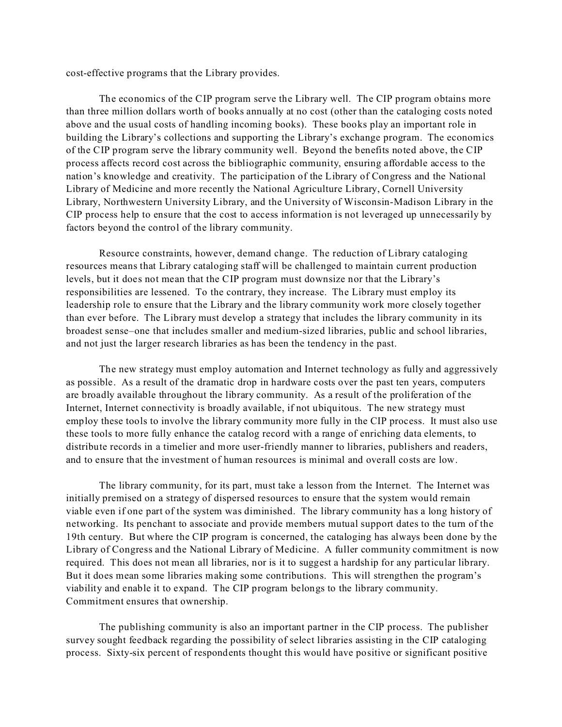cost-effective programs that the Library provides.

The economics of the CIP program serve the Library well. The CIP program obtains more than three million dollars worth of books annually at no cost (other than the cataloging costs noted above and the usual costs of handling incoming books). These books play an important role in building the Library's collections and supporting the Library's exchange program. The economics of the CIP program serve the library community well. Beyond the benefits noted above, the CIP process affects record cost across the bibliographic community, ensuring affordable access to the nation's knowledge and creativity. The participation of the Library of Congress and the National Library of Medicine and more recently the National Agriculture Library, Cornell University Library, Northwestern University Library, and the University of Wisconsin-Madison Library in the CIP process help to ensure that the cost to access information is not leveraged up unnecessarily by factors beyond the control of the library community.

Resource constraints, however, demand change. The reduction of Library cataloging resources means that Library cataloging staff will be challenged to maintain current production levels, but it does not mean that the CIP program must downsize nor that the Library's responsibilities are lessened. To the contrary, they increase. The Library must employ its leadership role to ensure that the Library and the library community work more closely together than ever before. The Library must develop a strategy that includes the library community in its broadest sense–one that includes smaller and medium-sized libraries, public and school libraries, and not just the larger research libraries as has been the tendency in the past.

The new strategy must employ automation and Internet technology as fully and aggressively as possible. As a result of the dramatic drop in hardware costs over the past ten years, computers are broadly available throughout the library community. As a result of the proliferation of the Internet, Internet connectivity is broadly available, if not ubiquitous. The new strategy must employ these tools to involve the library community more fully in the CIP process. It must also use these tools to more fully enhance the catalog record with a range of enriching data elements, to distribute records in a timelier and more user-friendly manner to libraries, publishers and readers, and to ensure that the investment of human resources is minimal and overall costs are low.

The library community, for its part, must take a lesson from the Internet. The Internet was initially premised on a strategy of dispersed resources to ensure that the system would remain viable even if one part of the system was diminished. The library community has a long history of networking. Its penchant to associate and provide members mutual support dates to the turn of the 19th century. But where the CIP program is concerned, the cataloging has always been done by the Library of Congress and the National Library of Medicine. A fuller community commitment is now required. This does not mean all libraries, nor is it to suggest a hardship for any particular library. But it does mean some libraries making some contributions. This will strengthen the program's viability and enable it to expand. The CIP program belongs to the library community. Commitment ensures that ownership.

The publishing community is also an important partner in the CIP process. The publisher survey sought feedback regarding the possibility of select libraries assisting in the CIP cataloging process. Sixty-six percent of respondents thought this would have positive or significant positive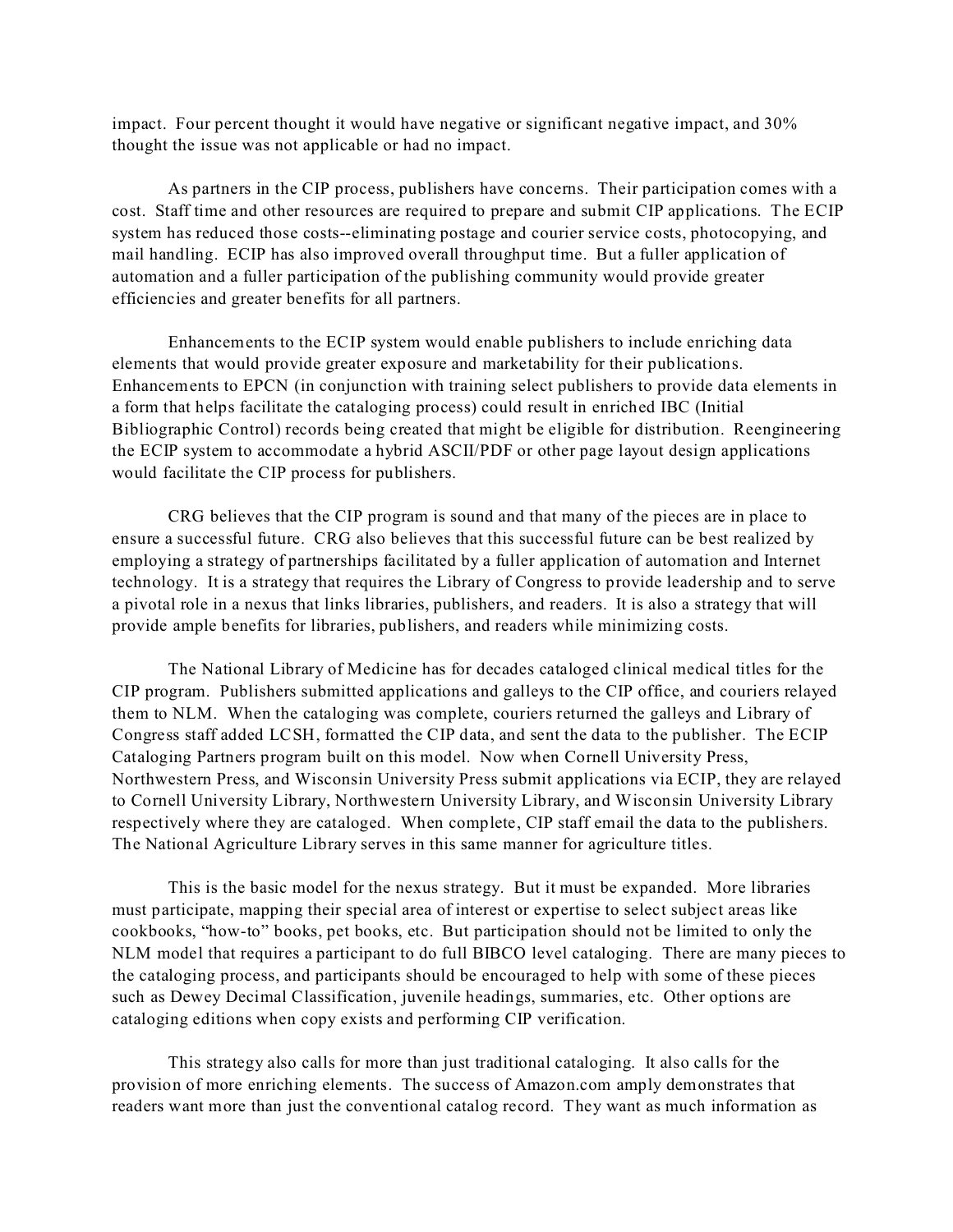impact. Four percent thought it would have negative or significant negative impact, and 30% thought the issue was not applicable or had no impact.

As partners in the CIP process, publishers have concerns. Their participation comes with a cost. Staff time and other resources are required to prepare and submit CIP applications. The ECIP system has reduced those costs--eliminating postage and courier service costs, photocopying, and mail handling. ECIP has also improved overall throughput time. But a fuller application of automation and a fuller participation of the publishing community would provide greater efficiencies and greater benefits for all partners.

Enhancements to the ECIP system would enable publishers to include enriching data elements that would provide greater exposure and marketability for their publications. Enhancements to EPCN (in conjunction with training select publishers to provide data elements in a form that helps facilitate the cataloging process) could result in enriched IBC (Initial Bibliographic Control) records being created that might be eligible for distribution. Reengineering the ECIP system to accommodate a hybrid ASCII/PDF or other page layout design applications would facilitate the CIP process for publishers.

CRG believes that the CIP program is sound and that many of the pieces are in place to ensure a successful future. CRG also believes that this successful future can be best realized by employing a strategy of partnerships facilitated by a fuller application of automation and Internet technology. It is a strategy that requires the Library of Congress to provide leadership and to serve a pivotal role in a nexus that links libraries, publishers, and readers. It is also a strategy that will provide ample benefits for libraries, publishers, and readers while minimizing costs.

The National Library of Medicine has for decades cataloged clinical medical titles for the CIP program. Publishers submitted applications and galleys to the CIP office, and couriers relayed them to NLM. When the cataloging was complete, couriers returned the galleys and Library of Congress staff added LCSH, formatted the CIP data, and sent the data to the publisher. The ECIP Cataloging Partners program built on this model. Now when Cornell University Press, Northwestern Press, and Wisconsin University Press submit applications via ECIP, they are relayed to Cornell University Library, Northwestern University Library, and Wisconsin University Library respectively where they are cataloged. When complete, CIP staff email the data to the publishers. The National Agriculture Library serves in this same manner for agriculture titles.

This is the basic model for the nexus strategy. But it must be expanded. More libraries must participate, mapping their special area of interest or expertise to select subject areas like cookbooks, "how-to" books, pet books, etc. But participation should not be limited to only the NLM model that requires a participant to do full BIBCO level cataloging. There are many pieces to the cataloging process, and participants should be encouraged to help with some of these pieces such as Dewey Decimal Classification, juvenile headings, summaries, etc. Other options are cataloging editions when copy exists and performing CIP verification.

This strategy also calls for more than just traditional cataloging. It also calls for the provision of more enriching elements. The success of Amazon.com amply demonstrates that readers want more than just the conventional catalog record. They want as much information as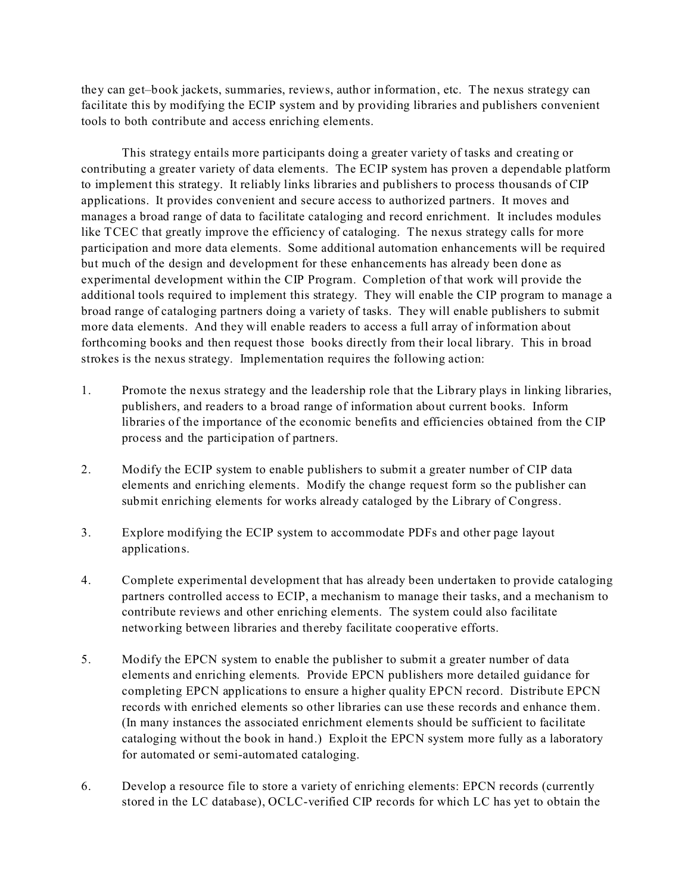they can get–book jackets, summaries, reviews, author information, etc. The nexus strategy can facilitate this by modifying the ECIP system and by providing libraries and publishers convenient tools to both contribute and access enriching elements.

This strategy entails more participants doing a greater variety of tasks and creating or contributing a greater variety of data elements. The ECIP system has proven a dependable platform to implement this strategy. It reliably links libraries and publishers to process thousands of CIP applications. It provides convenient and secure access to authorized partners. It moves and manages a broad range of data to facilitate cataloging and record enrichment. It includes modules like TCEC that greatly improve the efficiency of cataloging. The nexus strategy calls for more participation and more data elements. Some additional automation enhancements will be required but much of the design and development for these enhancements has already been done as experimental development within the CIP Program. Completion of that work will provide the additional tools required to implement this strategy. They will enable the CIP program to manage a broad range of cataloging partners doing a variety of tasks. They will enable publishers to submit more data elements. And they will enable readers to access a full array of information about forthcoming books and then request those books directly from their local library. This in broad strokes is the nexus strategy. Implementation requires the following action:

1. Promote the nexus strategy and the leadership role that the Library plays in linking libraries, publishers, and readers to a broad range of information about current books. Inform libraries of the importance of the economic benefits and efficiencies obtained from the CIP process and the participation of partners.

2. Modify the ECIP system to enable publishers to submit a greater number of CIP data elements and enriching elements. Modify the change request form so the publisher can submit enriching elements for works already cataloged by the Library of Congress.

3. Explore modifying the ECIP system to accommodate PDFs and other page layout applications.

4. Complete experimental development that has already been undertaken to provide cataloging partners controlled access to ECIP, a mechanism to manage their tasks, and a mechanism to contribute reviews and other enriching elements. The system could also facilitate networking between libraries and thereby facilitate cooperative efforts.

5. Modify the EPCN system to enable the publisher to submit a greater number of data elements and enriching elements. Provide EPCN publishers more detailed guidance for completing EPCN applications to ensure a higher quality EPCN record. Distribute EPCN records with enriched elements so other libraries can use these records and enhance them. (In many instances the associated enrichment elements should be sufficient to facilitate cataloging without the book in hand.) Exploit the EPCN system more fully as a laboratory for automated or semi-automated cataloging.

6. Develop a resource file to store a variety of enriching elements: EPCN records (currently stored in the LC database), OCLC-verified CIP records for which LC has yet to obtain the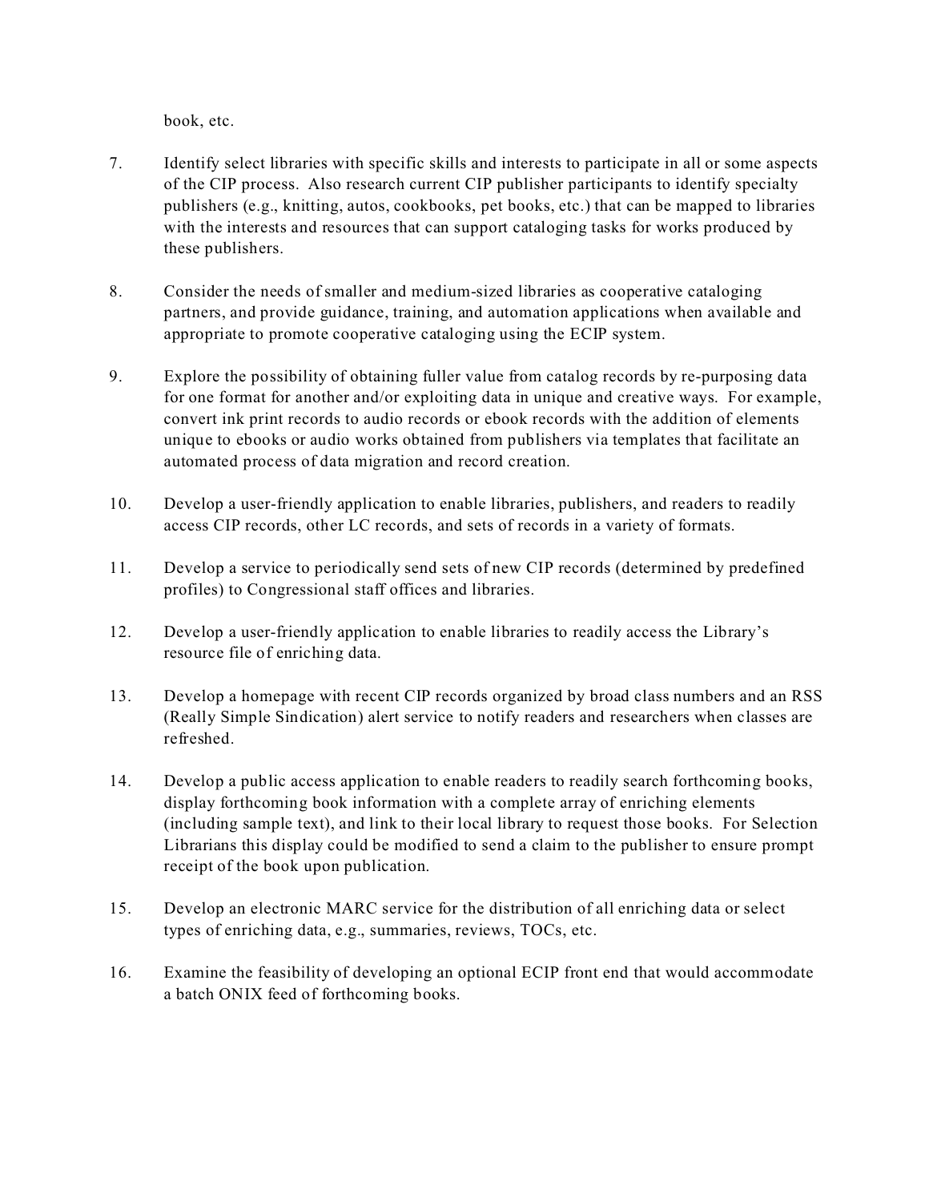book, etc.

7. Identify select libraries with specific skills and interests to participate in all or some aspects of the CIP process. Also research current CIP publisher participants to identify specialty publishers (e.g., knitting, autos, cookbooks, pet books, etc.) that can be mapped to libraries with the interests and resources that can support cataloging tasks for works produced by these publishers.

8. Consider the needs of smaller and medium-sized libraries as cooperative cataloging partners, and provide guidance, training, and automation applications when available and appropriate to promote cooperative cataloging using the ECIP system.

9. Explore the possibility of obtaining fuller value from catalog records by re-purposing data for one format for another and/or exploiting data in unique and creative ways. For example, convert ink print records to audio records or ebook records with the addition of elements unique to ebooks or audio works obtained from publishers via templates that facilitate an automated process of data migration and record creation.

10. Develop a user-friendly application to enable libraries, publishers, and readers to readily access CIP records, other LC records, and sets of records in a variety of formats.

11. Develop a service to periodically send sets of new CIP records (determined by predefined profiles) to Congressional staff offices and libraries.

12. Develop a user-friendly application to enable libraries to readily access the Library's resource file of enriching data.

13. Develop a homepage with recent CIP records organized by broad class numbers and an RSS (Really Simple Sindication) alert service to notify readers and researchers when classes are refreshed.

14. Develop a public access application to enable readers to readily search forthcoming books, display forthcoming book information with a complete array of enriching elements (including sample text), and link to their local library to request those books. For Selection Librarians this display could be modified to send a claim to the publisher to ensure prompt receipt of the book upon publication.

15. Develop an electronic MARC service for the distribution of all enriching data or select types of enriching data, e.g., summaries, reviews, TOCs, etc.

16. Examine the feasibility of developing an optional ECIP front end that would accommodate a batch ONIX feed of forthcoming books.